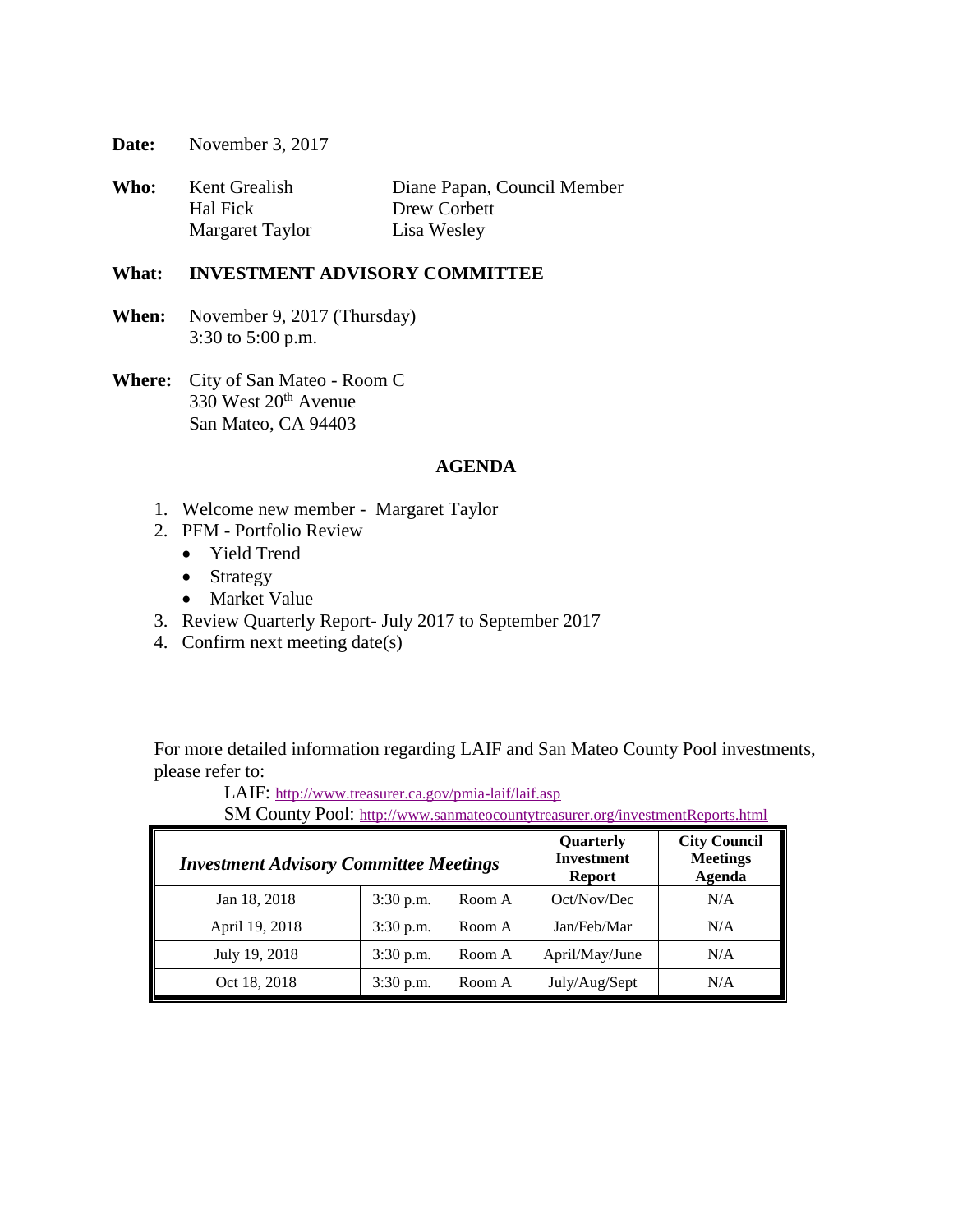**Date:** November 3, 2017

**Who:**

| | |
|---|---|
| Kent Grealish | Diane Papan, Council Member |
| Hal Fick | Drew Corbett |
| Margaret Taylor | Lisa Wesley |

**What:** **INVESTMENT ADVISORY COMMITTEE**

**When:** November 9, 2017 (Thursday)
3:30 to 5:00 p.m.

**Where:** City of San Mateo - Room C
330 West 20th Avenue
San Mateo, CA 94403

## AGENDA

1. Welcome new member - Margaret Taylor
2. PFM - Portfolio Review
   - Yield Trend
   - Strategy
   - Market Value
3. Review Quarterly Report- July 2017 to September 2017
4. Confirm next meeting date(s)

For more detailed information regarding LAIF and San Mateo County Pool investments, please refer to:

LAIF: http://www.treasurer.ca.gov/pmia-laif/laif.asp
SM County Pool: http://www.sanmateocountytreasurer.org/investmentReports.html

| ***Investment Advisory Committee Meetings*** | | | **Quarterly Investment Report** | **City Council Meetings Agenda** |
|---|---|---|---|---|
| Jan 18, 2018 | 3:30 p.m. | Room A | Oct/Nov/Dec | N/A |
| April 19, 2018 | 3:30 p.m. | Room A | Jan/Feb/Mar | N/A |
| July 19, 2018 | 3:30 p.m. | Room A | April/May/June | N/A |
| Oct 18, 2018 | 3:30 p.m. | Room A | July/Aug/Sept | N/A |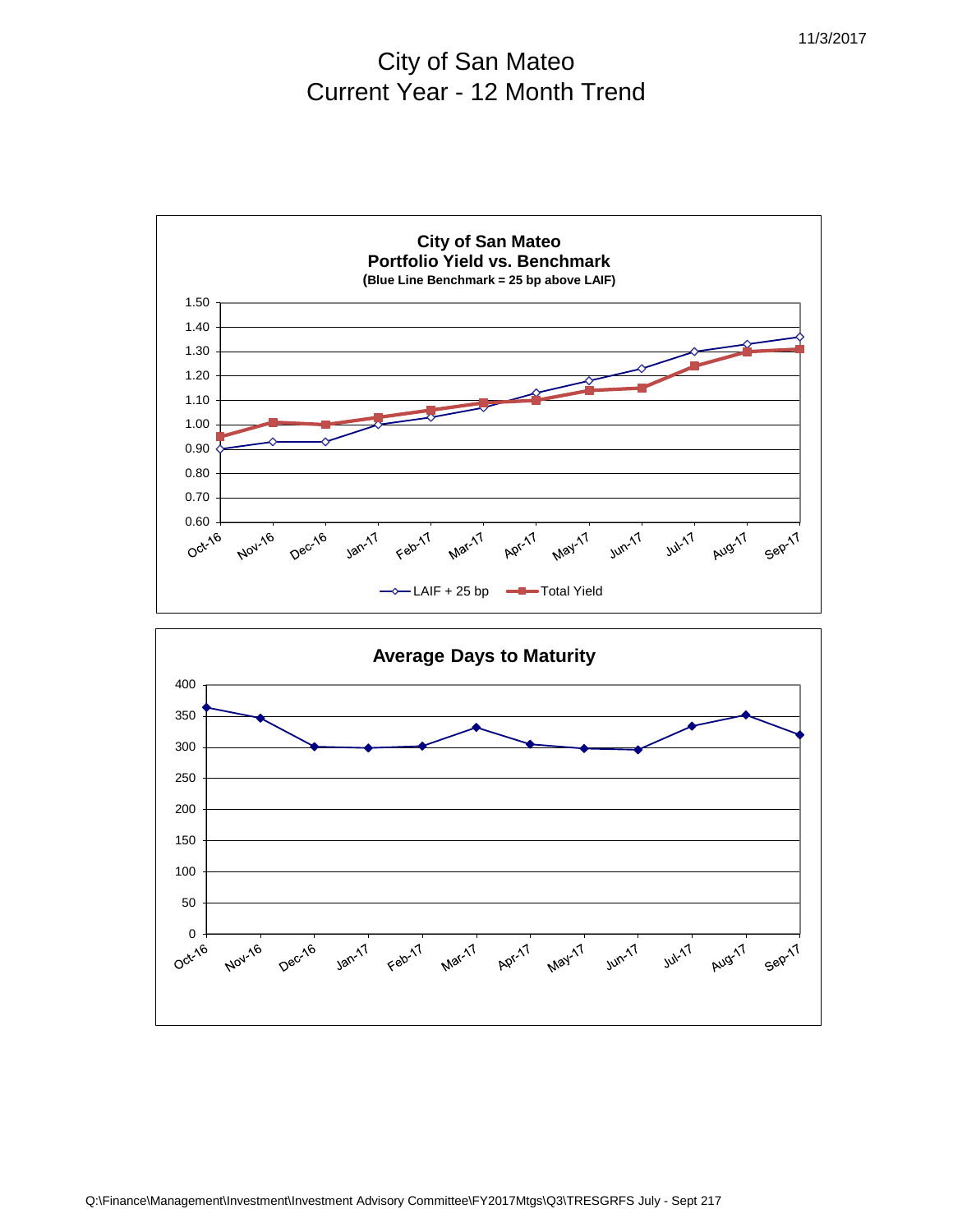11/3/2017

# City of San Mateo
## Current Year - 12 Month Trend

### City of San Mateo
### Portfolio Yield vs. Benchmark
**(Blue Line Benchmark = 25 bp above LAIF)**

| Month | LAIF + 25 bp | Total Yield |
|---|---|---|
| Oct-16 | 0.90 | 0.95 |
| Nov-16 | 0.93 | 1.01 |
| Dec-16 | 0.93 | 1.00 |
| Jan-17 | 1.00 | 1.03 |
| Feb-17 | 1.03 | 1.06 |
| Mar-17 | 1.07 | 1.09 |
| Apr-17 | 1.13 | 1.10 |
| May-17 | 1.18 | 1.14 |
| Jun-17 | 1.23 | 1.15 |
| Jul-17 | 1.30 | 1.24 |
| Aug-17 | 1.33 | 1.30 |
| Sep-17 | 1.36 | 1.31 |

### Average Days to Maturity

| Month | Average Days to Maturity |
|---|---|
| Oct-16 | 364 |
| Nov-16 | 347 |
| Dec-16 | 301 |
| Jan-17 | 299 |
| Feb-17 | 302 |
| Mar-17 | 332 |
| Apr-17 | 305 |
| May-17 | 298 |
| Jun-17 | 296 |
| Jul-17 | 334 |
| Aug-17 | 352 |
| Sep-17 | 320 |

Q:\Finance\Management\Investment\Investment Advisory Committee\FY2017Mtgs\Q3\TRESGRFS July - Sept 217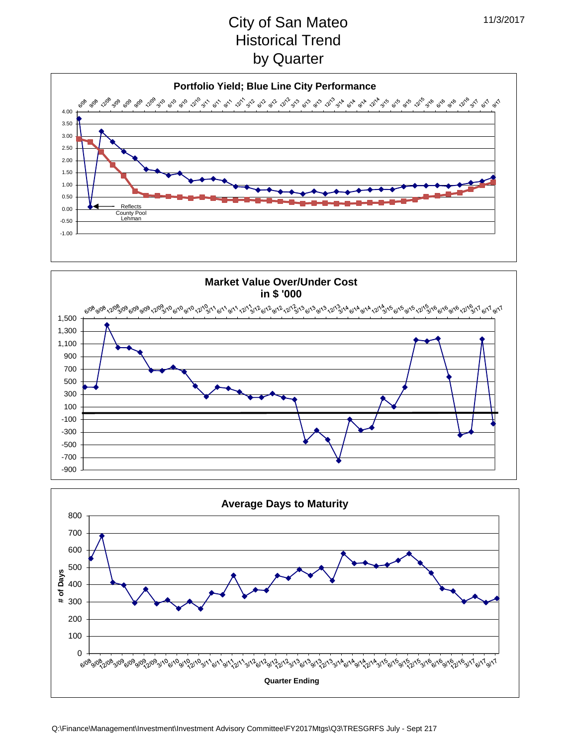# City of San Mateo
# Historical Trend
# by Quarter

## Portfolio Yield; Blue Line City Performance

Quarters: 6/08, 9/08, 12/08, 3/09, 6/09, 9/09, 12/09, 3/10, 6/10, 9/10, 12/10, 3/11, 6/11, 9/11, 12/11, 3/12, 6/12, 9/12, 12/12, 3/13, 6/13, 9/13, 12/13, 3/14, 6/14, 9/14, 12/14, 3/15, 6/15, 9/15, 12/15, 3/16, 6/16, 9/16, 12/16, 3/17, 6/17, 9/17

Y-axis: -1.00, -0.50, 0.00, 0.50, 1.00, 1.50, 2.00, 2.50, 3.00, 3.50, 4.00

Reflects County Pool Lehman

## Market Value Over/Under Cost in $ '000

Quarters: 6/08, 9/08, 12/08, 3/09, 6/09, 9/09, 12/09, 3/10, 6/10, 9/10, 12/10, 3/11, 6/11, 9/11, 12/11, 3/12, 6/12, 9/12, 12/12, 3/13, 6/13, 9/13, 12/13, 3/14, 6/14, 9/14, 12/14, 3/15, 6/15, 9/15, 12/15, 3/16, 6/16, 9/16, 12/16, 3/17, 6/17, 9/17

Y-axis: -900, -700, -500, -300, -100, 100, 300, 500, 700, 900, 1,100, 1,300, 1,500

## Average Days to Maturity

Y-axis: # of Days (0, 100, 200, 300, 400, 500, 600, 700, 800)

X-axis: Quarter Ending (6/08, 9/08, 12/08, 3/09, 6/09, 9/09, 12/09, 3/10, 6/10, 9/10, 12/10, 3/11, 6/11, 9/11, 12/11, 3/12, 6/12, 9/12, 12/12, 3/13, 6/13, 9/13, 12/13, 3/14, 6/14, 9/14, 12/14, 3/15, 6/15, 9/15, 12/15, 3/16, 6/16, 9/16, 12/16, 3/17, 6/17, 9/17)

Q:\Finance\Management\Investment\Investment Advisory Committee\FY2017Mtgs\Q3\TRESGRFS July - Sept 217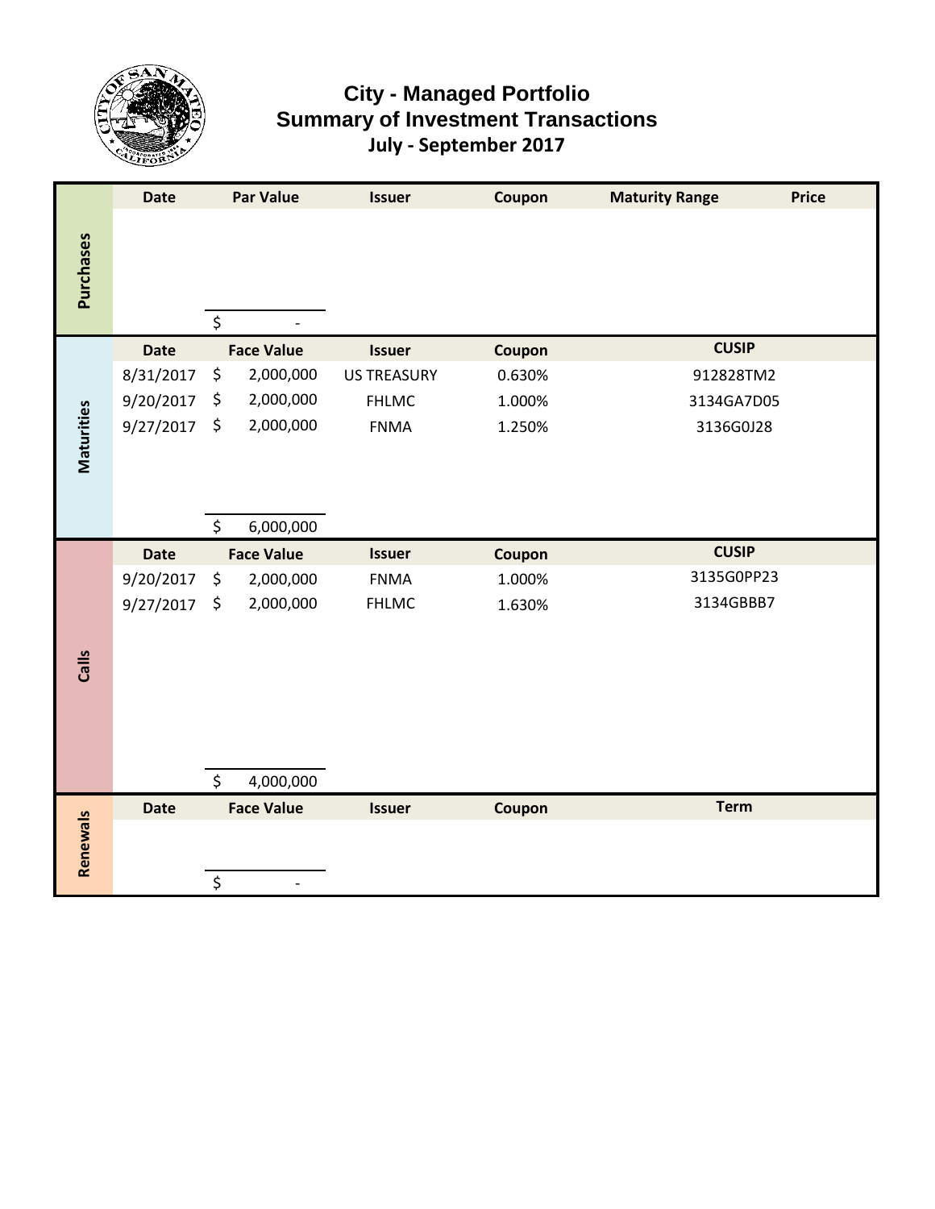# City - Managed Portfolio
## Summary of Investment Transactions
### July - September 2017

**Purchases**

| Date | Par Value | Issuer | Coupon | Maturity Range | Price |
|---|---|---|---|---|---|
| | $ - | | | | |

**Maturities**

| Date | Face Value | Issuer | Coupon | CUSIP |
|---|---|---|---|---|
| 9/20/2017 | $ 2,000,000 | FHLMC | 1.000% | 3134GA7D05 |
| 8/31/2017 | $ 2,000,000 | US TREASURY | 0.630% | 912828TM2 |
| 9/27/2017 | $ 2,000,000 | FNMA | 1.250% | 3136G0J28 |
| | $ 6,000,000 | | | |

**Calls**

| Date | Face Value | Issuer | Coupon | CUSIP |
|---|---|---|---|---|
| 9/20/2017 | $ 2,000,000 | FNMA | 1.000% | 3135G0PP23 |
| 9/27/2017 | $ 2,000,000 | FHLMC | 1.630% | 3134GBBB7 |
| | $ 4,000,000 | | | |

**Renewals**

| Date | Face Value | Issuer | Coupon | Term |
|---|---|---|---|---|
| | $ - | | | |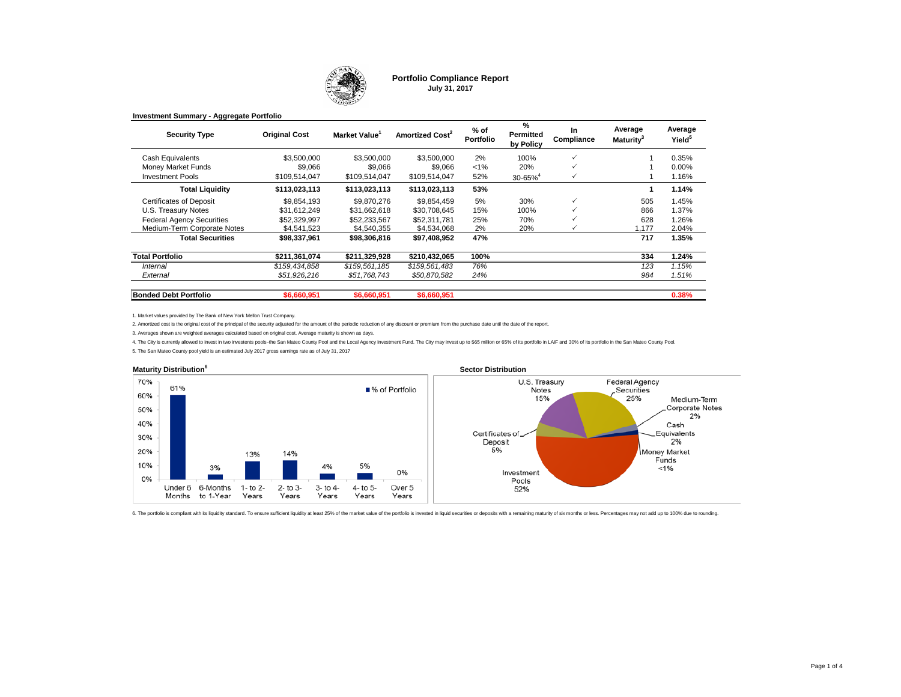# Portfolio Compliance Report

**July 31, 2017**

**Investment Summary - Aggregate Portfolio**

| Security Type | Original Cost | Market Value[1] | Amortized Cost[2] | % of Portfolio | % Permitted by Policy | In Compliance | Average Maturity[3] | Average Yield[5] |
|---|---|---|---|---|---|---|---|---|
| Cash Equivalents | $3,500,000 | $3,500,000 | $3,500,000 | 2% | 100% | ✓ | 1 | 0.35% |
| Money Market Funds | $9,066 | $9,066 | $9,066 | <1% | 20% | ✓ | 1 | 0.00% |
| Investment Pools | $109,514,047 | $109,514,047 | $109,514,047 | 52% | 30-65%[4] | ✓ | 1 | 1.16% |
| **Total Liquidity** | **$113,023,113** | **$113,023,113** | **$113,023,113** | **53%** | | | **1** | **1.14%** |
| Certificates of Deposit | $9,854,193 | $9,870,276 | $9,854,459 | 5% | 30% | ✓ | 505 | 1.45% |
| U.S. Treasury Notes | $31,612,249 | $31,662,618 | $30,708,645 | 15% | 100% | ✓ | 866 | 1.37% |
| Federal Agency Securities | $52,329,997 | $52,233,567 | $52,311,781 | 25% | 70% | ✓ | 628 | 1.26% |
| Medium-Term Corporate Notes | $4,541,523 | $4,540,355 | $4,534,068 | 2% | 20% | ✓ | 1,177 | 2.04% |
| **Total Securities** | **$98,337,961** | **$98,306,816** | **$97,408,952** | **47%** | | | **717** | **1.35%** |
| **Total Portfolio** | **$211,361,074** | **$211,329,928** | **$210,432,065** | **100%** | | | **334** | **1.24%** |
| *Internal* | *$159,434,858* | *$159,561,185* | *$159,561,483* | *76%* | | | *123* | *1.15%* |
| *External* | *$51,926,216* | *$51,768,743* | *$50,870,582* | *24%* | | | *984* | *1.51%* |
| **Bonded Debt Portfolio** | **$6,660,951** | **$6,660,951** | **$6,660,951** | | | | | **0.38%** |

1. Market values provided by The Bank of New York Mellon Trust Company.

2. Amortized cost is the original cost of the principal of the security adjusted for the amount of the periodic reduction of any discount or premium from the purchase date until the date of the report.

3. Averages shown are weighted averages calculated based on original cost. Average maturity is shown as days.

4. The City is currently allowed to invest in two investents pools–the San Mateo County Pool and the Local Agency Investment Fund. The City may invest up to $65 million or 65% of its portfolio in LAIF and 30% of its portfolio in the San Mateo County Pool.

5. The San Mateo County pool yield is an estimated July 2017 gross earnings rate as of July 31, 2017

## Maturity Distribution[6]

| Maturity | % of Portfolio |
|---|---|
| Under 6 Months | 61% |
| 6-Months to 1-Year | 3% |
| 1- to 2-Years | 13% |
| 2- to 3-Years | 14% |
| 3- to 4-Years | 4% |
| 4- to 5-Years | 5% |
| Over 5 Years | 0% |

## Sector Distribution

| Sector | % |
|---|---|
| U.S. Treasury Notes | 15% |
| Federal Agency Securities | 25% |
| Medium-Term Corporate Notes | 2% |
| Cash Equivalents | 2% |
| Money Market Funds | <1% |
| Investment Pools | 52% |
| Certificates of Deposit | 5% |

6. The portfolio is compliant with its liquidity standard. To ensure sufficient liquidity at least 25% of the market value of the portfolio is invested in liquid securities or deposits with a remaining maturity of six months or less. Percentages may not add up to 100% due to rounding.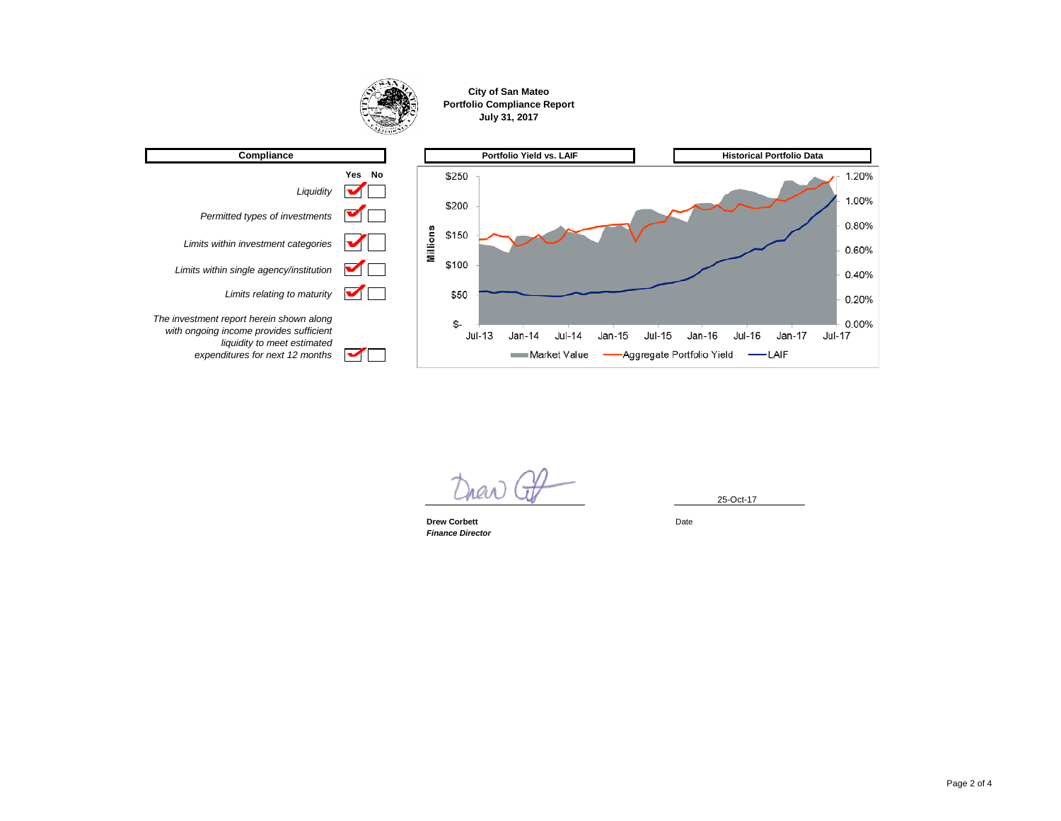# City of San Mateo
## Portfolio Compliance Report
### July 31, 2017

**Compliance**

| | Yes | No |
|---|---|---|
| *Liquidity* | ✔ | |
| *Permitted types of investments* | ✔ | |
| *Limits within investment categories* | ✔ | |
| *Limits within single agency/institution* | ✔ | |
| *Limits relating to maturity* | ✔ | |
| *The investment report herein shown along with ongoing income provides sufficient liquidity to meet estimated expenditures for next 12 months* | ✔ | |

**Portfolio Yield vs. LAIF** — **Historical Portfolio Data**

Millions: $250, $200, $150, $100, $50, $-

Yield: 1.20%, 1.00%, 0.80%, 0.60%, 0.40%, 0.20%, 0.00%

Jul-13, Jan-14, Jul-14, Jan-15, Jul-15, Jan-16, Jul-16, Jan-17, Jul-17

Market Value — Aggregate Portfolio Yield — LAIF

**Drew Corbett**
*Finance Director*

25-Oct-17
Date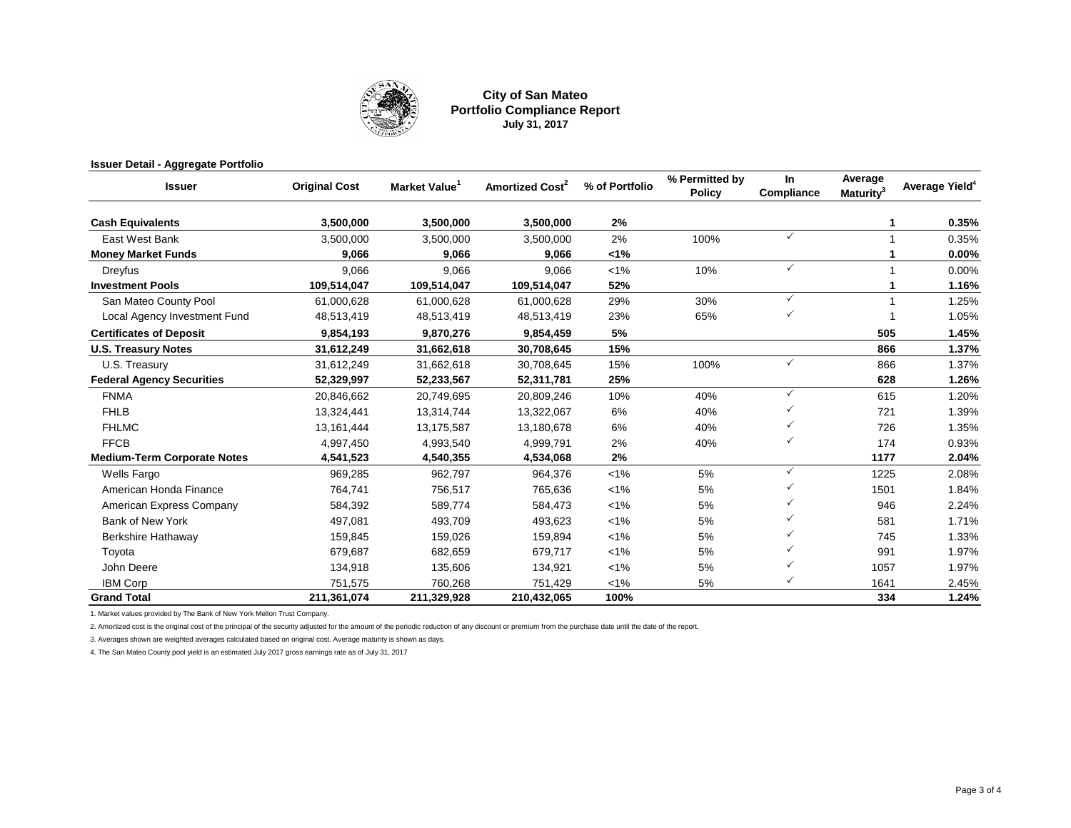# City of San Mateo
## Portfolio Compliance Report
### July 31, 2017

**Issuer Detail - Aggregate Portfolio**

| Issuer | Original Cost | Market Value[1] | Amortized Cost[2] | % of Portfolio | % Permitted by Policy | In Compliance | Average Maturity[3] | Average Yield[4] |
|---|---|---|---|---|---|---|---|---|
| **Cash Equivalents** | **3,500,000** | **3,500,000** | **3,500,000** | **2%** | | | **1** | **0.35%** |
| East West Bank | 3,500,000 | 3,500,000 | 3,500,000 | 2% | 100% | ✓ | 1 | 0.35% |
| **Money Market Funds** | **9,066** | **9,066** | **9,066** | **<1%** | | | **1** | **0.00%** |
| Dreyfus | 9,066 | 9,066 | 9,066 | <1% | 10% | ✓ | 1 | 0.00% |
| **Investment Pools** | **109,514,047** | **109,514,047** | **109,514,047** | **52%** | | | **1** | **1.16%** |
| San Mateo County Pool | 61,000,628 | 61,000,628 | 61,000,628 | 29% | 30% | ✓ | 1 | 1.25% |
| Local Agency Investment Fund | 48,513,419 | 48,513,419 | 48,513,419 | 23% | 65% | ✓ | 1 | 1.05% |
| **Certificates of Deposit** | **9,854,193** | **9,870,276** | **9,854,459** | **5%** | | | **505** | **1.45%** |
| **U.S. Treasury Notes** | **31,612,249** | **31,662,618** | **30,708,645** | **15%** | | | **866** | **1.37%** |
| U.S. Treasury | 31,612,249 | 31,662,618 | 30,708,645 | 15% | 100% | ✓ | 866 | 1.37% |
| **Federal Agency Securities** | **52,329,997** | **52,233,567** | **52,311,781** | **25%** | | | **628** | **1.26%** |
| FNMA | 20,846,662 | 20,749,695 | 20,809,246 | 10% | 40% | ✓ | 615 | 1.20% |
| FHLB | 13,324,441 | 13,314,744 | 13,322,067 | 6% | 40% | ✓ | 721 | 1.39% |
| FHLMC | 13,161,444 | 13,175,587 | 13,180,678 | 6% | 40% | ✓ | 726 | 1.35% |
| FFCB | 4,997,450 | 4,993,540 | 4,999,791 | 2% | 40% | ✓ | 174 | 0.93% |
| **Medium-Term Corporate Notes** | **4,541,523** | **4,540,355** | **4,534,068** | **2%** | | | **1177** | **2.04%** |
| Wells Fargo | 969,285 | 962,797 | 964,376 | <1% | 5% | ✓ | 1225 | 2.08% |
| American Honda Finance | 764,741 | 756,517 | 765,636 | <1% | 5% | ✓ | 1501 | 1.84% |
| American Express Company | 584,392 | 589,774 | 584,473 | <1% | 5% | ✓ | 946 | 2.24% |
| Bank of New York | 497,081 | 493,709 | 493,623 | <1% | 5% | ✓ | 581 | 1.71% |
| Berkshire Hathaway | 159,845 | 159,026 | 159,894 | <1% | 5% | ✓ | 745 | 1.33% |
| Toyota | 679,687 | 682,659 | 679,717 | <1% | 5% | ✓ | 991 | 1.97% |
| John Deere | 134,918 | 135,606 | 134,921 | <1% | 5% | ✓ | 1057 | 1.97% |
| IBM Corp | 751,575 | 760,268 | 751,429 | <1% | 5% | ✓ | 1641 | 2.45% |
| **Grand Total** | **211,361,074** | **211,329,928** | **210,432,065** | **100%** | | | **334** | **1.24%** |

1. Market values provided by The Bank of New York Mellon Trust Company.

2. Amortized cost is the original cost of the principal of the security adjusted for the amount of the periodic reduction of any discount or premium from the purchase date until the date of the report.

3. Averages shown are weighted averages calculated based on original cost. Average maturity is shown as days.

4. The San Mateo County pool yield is an estimated July 2017 gross earnings rate as of July 31, 2017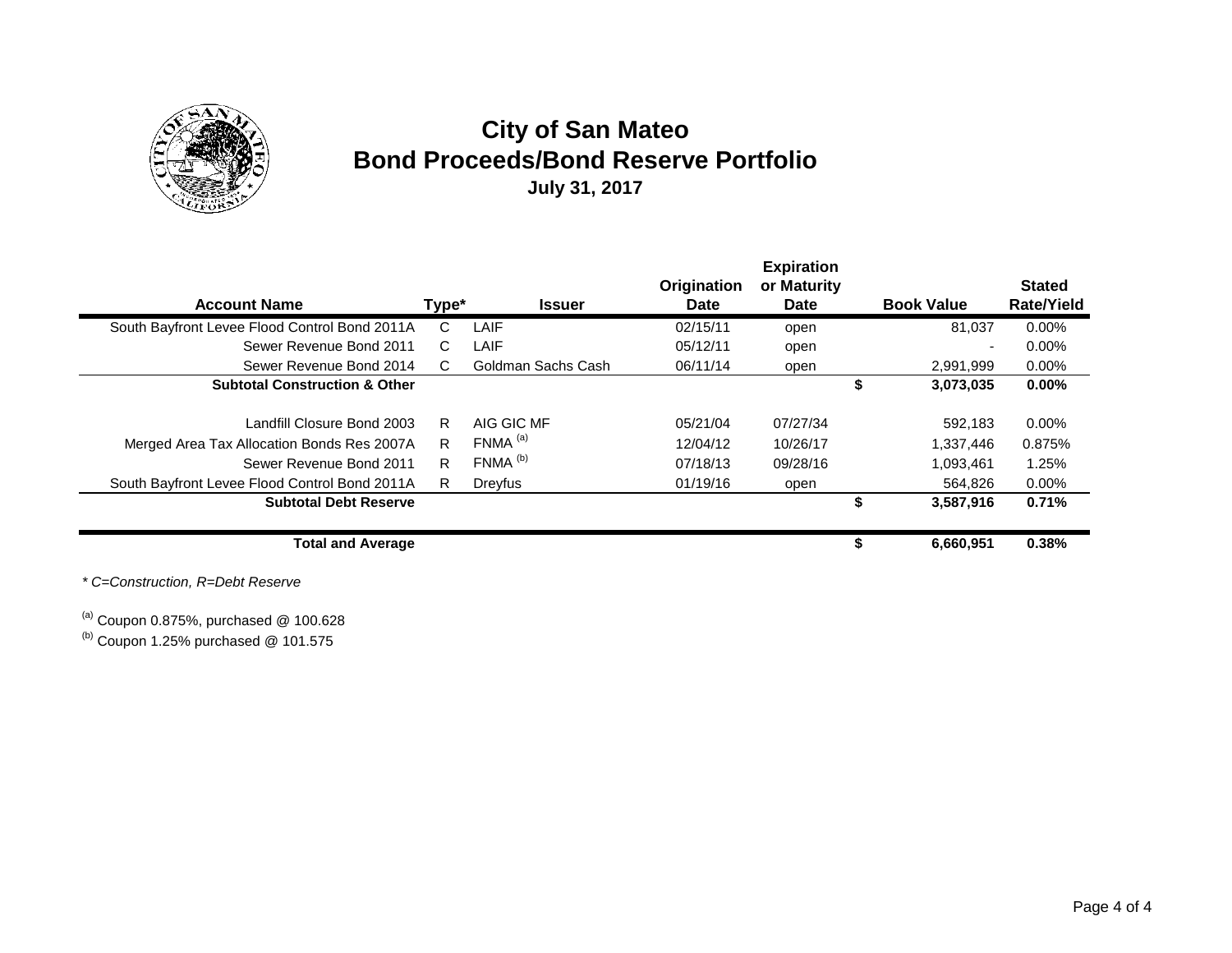# City of San Mateo
## Bond Proceeds/Bond Reserve Portfolio
### July 31, 2017

| Account Name | Type* | Issuer | Origination Date | Expiration or Maturity Date | | Book Value | Stated Rate/Yield |
|---|---|---|---|---|---|---|---|
| South Bayfront Levee Flood Control Bond 2011A | C | LAIF | 02/15/11 | open | | 81,037 | 0.00% |
| Sewer Revenue Bond 2011 | C | LAIF | 05/12/11 | open | | - | 0.00% |
| Sewer Revenue Bond 2014 | C | Goldman Sachs Cash | 06/11/14 | open | | 2,991,999 | 0.00% |
| **Subtotal Construction & Other** | | | | | **$** | **3,073,035** | **0.00%** |
| Landfill Closure Bond 2003 | R | AIG GIC MF | 05/21/04 | 07/27/34 | | 592,183 | 0.00% |
| Merged Area Tax Allocation Bonds Res 2007A | R | FNMA [a] | 12/04/12 | 10/26/17 | | 1,337,446 | 0.875% |
| Sewer Revenue Bond 2011 | R | FNMA [b] | 07/18/13 | 09/28/16 | | 1,093,461 | 1.25% |
| South Bayfront Levee Flood Control Bond 2011A | R | Dreyfus | 01/19/16 | open | | 564,826 | 0.00% |
| **Subtotal Debt Reserve** | | | | | **$** | **3,587,916** | **0.71%** |
| **Total and Average** | | | | | **$** | **6,660,951** | **0.38%** |

*\* C=Construction, R=Debt Reserve*

[a] Coupon 0.875%, purchased @ 100.628

[b] Coupon 1.25% purchased @ 101.575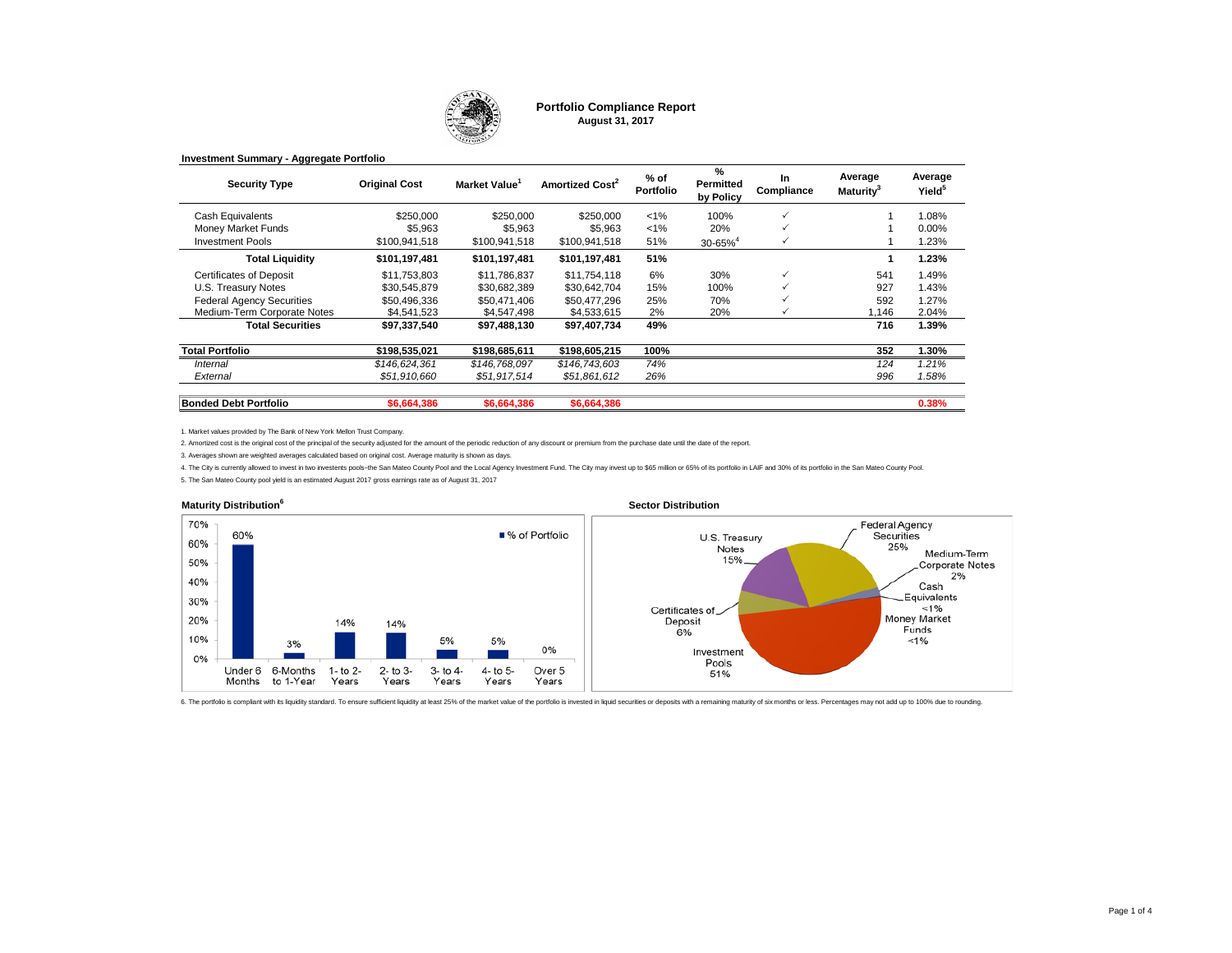## Portfolio Compliance Report

**August 31, 2017**

**Investment Summary - Aggregate Portfolio**

| Security Type | Original Cost | Market Value[1] | Amortized Cost[2] | % of Portfolio | % Permitted by Policy | In Compliance | Average Maturity[3] | Average Yield[5] |
|---|---|---|---|---|---|---|---|---|
| Cash Equivalents | $250,000 | $250,000 | $250,000 | <1% | 100% | ✓ | 1 | 1.08% |
| Money Market Funds | $5,963 | $5,963 | $5,963 | <1% | 20% | ✓ | 1 | 0.00% |
| Investment Pools | $100,941,518 | $100,941,518 | $100,941,518 | 51% | 30-65%[4] | ✓ | 1 | 1.23% |
| **Total Liquidity** | **$101,197,481** | **$101,197,481** | **$101,197,481** | **51%** | | | **1** | **1.23%** |
| Certificates of Deposit | $11,753,803 | $11,786,837 | $11,754,118 | 6% | 30% | ✓ | 541 | 1.49% |
| U.S. Treasury Notes | $30,545,879 | $30,682,389 | $30,642,704 | 15% | 100% | ✓ | 927 | 1.43% |
| Federal Agency Securities | $50,496,336 | $50,471,406 | $50,477,296 | 25% | 70% | ✓ | 592 | 1.27% |
| Medium-Term Corporate Notes | $4,541,523 | $4,547,498 | $4,533,615 | 2% | 20% | ✓ | 1,146 | 2.04% |
| **Total Securities** | **$97,337,540** | **$97,488,130** | **$97,407,734** | **49%** | | | **716** | **1.39%** |
| **Total Portfolio** | **$198,535,021** | **$198,685,611** | **$198,605,215** | **100%** | | | **352** | **1.30%** |
| *Internal* | *$146,624,361* | *$146,768,097* | *$146,743,603* | *74%* | | | *124* | *1.21%* |
| *External* | *$51,910,660* | *$51,917,514* | *$51,861,612* | *26%* | | | *996* | *1.58%* |
| **Bonded Debt Portfolio** | **$6,664,386** | **$6,664,386** | **$6,664,386** | | | | | **0.38%** |

1. Market values provided by The Bank of New York Mellon Trust Company.
2. Amortized cost is the original cost of the principal of the security adjusted for the amount of the periodic reduction of any discount or premium from the purchase date until the date of the report.
3. Averages shown are weighted averages calculated based on original cost. Average maturity is shown as days.
4. The City is currently allowed to invest in two investents pools–the San Mateo County Pool and the Local Agency Investment Fund. The City may invest up to $65 million or 65% of its portfolio in LAIF and 30% of its portfolio in the San Mateo County Pool.
5. The San Mateo County pool yield is an estimated August 2017 gross earnings rate as of August 31, 2017

**Maturity Distribution[6]**

| Maturity | % of Portfolio |
|---|---|
| Under 6 Months | 60% |
| 6-Months to 1-Year | 3% |
| 1- to 2-Years | 14% |
| 2- to 3-Years | 14% |
| 3- to 4-Years | 5% |
| 4- to 5-Years | 5% |
| Over 5 Years | 0% |

**Sector Distribution**

| Sector | % |
|---|---|
| Federal Agency Securities | 25% |
| Medium-Term Corporate Notes | 2% |
| Cash Equivalents | <1% |
| Money Market Funds | <1% |
| Investment Pools | 51% |
| Certificates of Deposit | 6% |
| U.S. Treasury Notes | 15% |

6. The portfolio is compliant with its liquidity standard. To ensure sufficient liquidity at least 25% of the market value of the portfolio is invested in liquid securities or deposits with a remaining maturity of six months or less. Percentages may not add up to 100% due to rounding.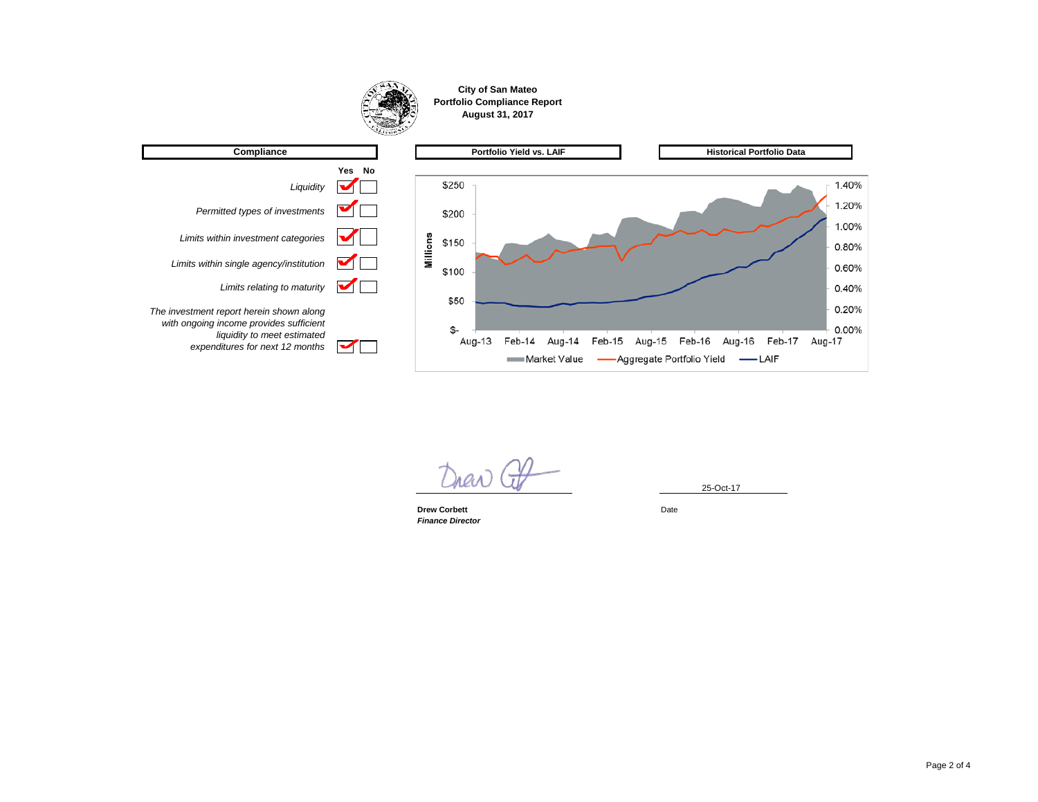**City of San Mateo**
**Portfolio Compliance Report**
**August 31, 2017**

| Compliance | Yes | No |
|---|---|---|
| *Liquidity* | ✔ | |
| *Permitted types of investments* | ✔ | |
| *Limits within investment categories* | ✔ | |
| *Limits within single agency/institution* | ✔ | |
| *Limits relating to maturity* | ✔ | |
| *The investment report herein shown along with ongoing income provides sufficient liquidity to meet estimated expenditures for next 12 months* | ✔ | |

**Portfolio Yield vs. LAIF**

**Historical Portfolio Data**

Millions: $250, $200, $150, $100, $50, $-

1.40%, 1.20%, 1.00%, 0.80%, 0.60%, 0.40%, 0.20%, 0.00%

Aug-13, Feb-14, Aug-14, Feb-15, Aug-15, Feb-16, Aug-16, Feb-17, Aug-17

Market Value — Aggregate Portfolio Yield — LAIF

**Drew Corbett**
***Finance Director***

25-Oct-17
Date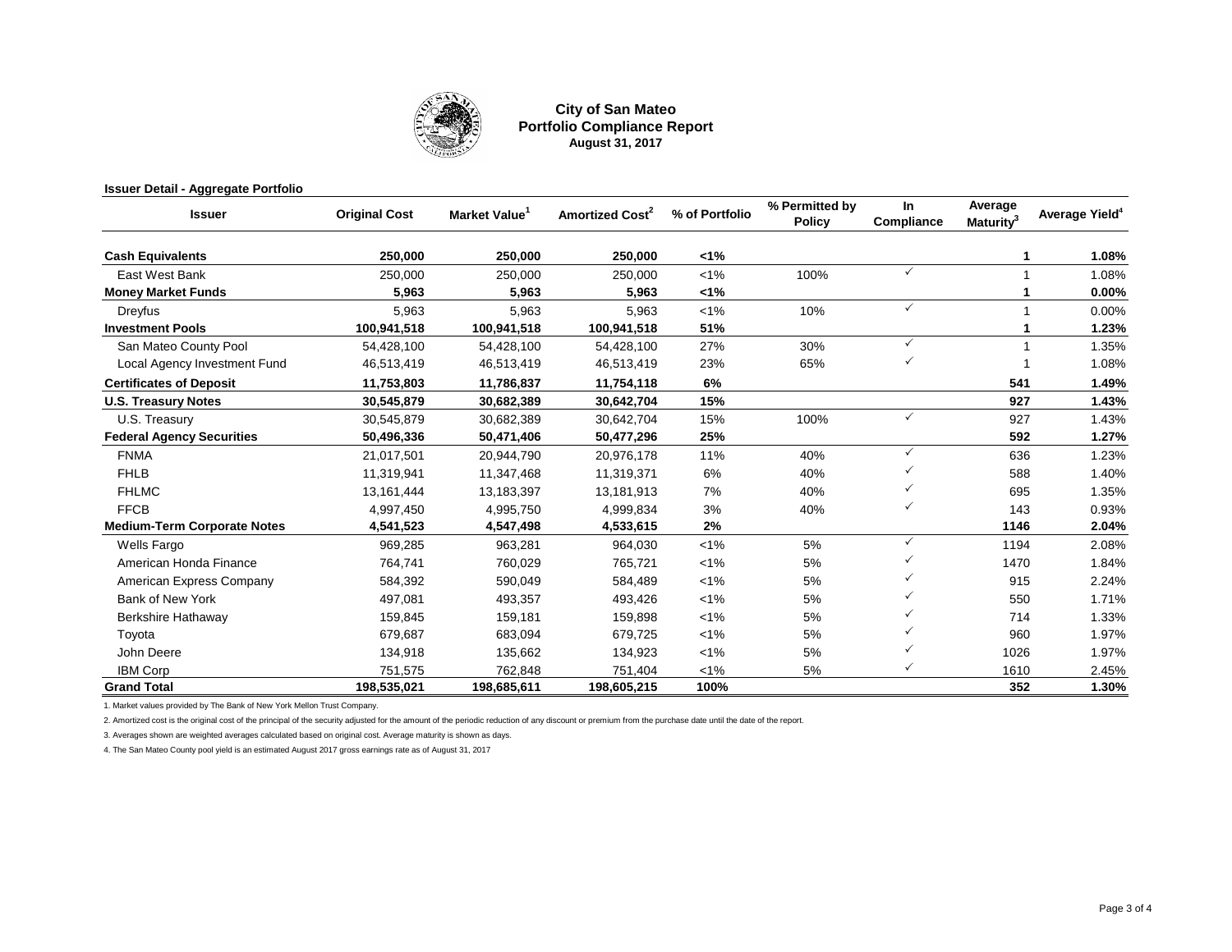# City of San Mateo
## Portfolio Compliance Report
### August 31, 2017

**Issuer Detail - Aggregate Portfolio**

| Issuer | Original Cost | Market Value[1] | Amortized Cost[2] | % of Portfolio | % Permitted by Policy | In Compliance | Average Maturity[3] | Average Yield[4] |
|---|---|---|---|---|---|---|---|---|
| **Cash Equivalents** | **250,000** | **250,000** | **250,000** | **<1%** | | | **1** | **1.08%** |
| East West Bank | 250,000 | 250,000 | 250,000 | <1% | 100% | ✓ | 1 | 1.08% |
| **Money Market Funds** | **5,963** | **5,963** | **5,963** | **<1%** | | | **1** | **0.00%** |
| Dreyfus | 5,963 | 5,963 | 5,963 | <1% | 10% | ✓ | 1 | 0.00% |
| **Investment Pools** | **100,941,518** | **100,941,518** | **100,941,518** | **51%** | | | **1** | **1.23%** |
| San Mateo County Pool | 54,428,100 | 54,428,100 | 54,428,100 | 27% | 30% | ✓ | 1 | 1.35% |
| Local Agency Investment Fund | 46,513,419 | 46,513,419 | 46,513,419 | 23% | 65% | ✓ | 1 | 1.08% |
| **Certificates of Deposit** | **11,753,803** | **11,786,837** | **11,754,118** | **6%** | | | **541** | **1.49%** |
| **U.S. Treasury Notes** | **30,545,879** | **30,682,389** | **30,642,704** | **15%** | | | **927** | **1.43%** |
| U.S. Treasury | 30,545,879 | 30,682,389 | 30,642,704 | 15% | 100% | ✓ | 927 | 1.43% |
| **Federal Agency Securities** | **50,496,336** | **50,471,406** | **50,477,296** | **25%** | | | **592** | **1.27%** |
| FNMA | 21,017,501 | 20,944,790 | 20,976,178 | 11% | 40% | ✓ | 636 | 1.23% |
| FHLB | 11,319,941 | 11,347,468 | 11,319,371 | 6% | 40% | ✓ | 588 | 1.40% |
| FHLMC | 13,161,444 | 13,183,397 | 13,181,913 | 7% | 40% | ✓ | 695 | 1.35% |
| FFCB | 4,997,450 | 4,995,750 | 4,999,834 | 3% | 40% | ✓ | 143 | 0.93% |
| **Medium-Term Corporate Notes** | **4,541,523** | **4,547,498** | **4,533,615** | **2%** | | | **1146** | **2.04%** |
| Wells Fargo | 969,285 | 963,281 | 964,030 | <1% | 5% | ✓ | 1194 | 2.08% |
| American Honda Finance | 764,741 | 760,029 | 765,721 | <1% | 5% | ✓ | 1470 | 1.84% |
| American Express Company | 584,392 | 590,049 | 584,489 | <1% | 5% | ✓ | 915 | 2.24% |
| Bank of New York | 497,081 | 493,357 | 493,426 | <1% | 5% | ✓ | 550 | 1.71% |
| Berkshire Hathaway | 159,845 | 159,181 | 159,898 | <1% | 5% | ✓ | 714 | 1.33% |
| Toyota | 679,687 | 683,094 | 679,725 | <1% | 5% | ✓ | 960 | 1.97% |
| John Deere | 134,918 | 135,662 | 134,923 | <1% | 5% | ✓ | 1026 | 1.97% |
| IBM Corp | 751,575 | 762,848 | 751,404 | <1% | 5% | ✓ | 1610 | 2.45% |
| **Grand Total** | **198,535,021** | **198,685,611** | **198,605,215** | **100%** | | | **352** | **1.30%** |

1. Market values provided by The Bank of New York Mellon Trust Company.

2. Amortized cost is the original cost of the principal of the security adjusted for the amount of the periodic reduction of any discount or premium from the purchase date until the date of the report.

3. Averages shown are weighted averages calculated based on original cost. Average maturity is shown as days.

4. The San Mateo County pool yield is an estimated August 2017 gross earnings rate as of August 31, 2017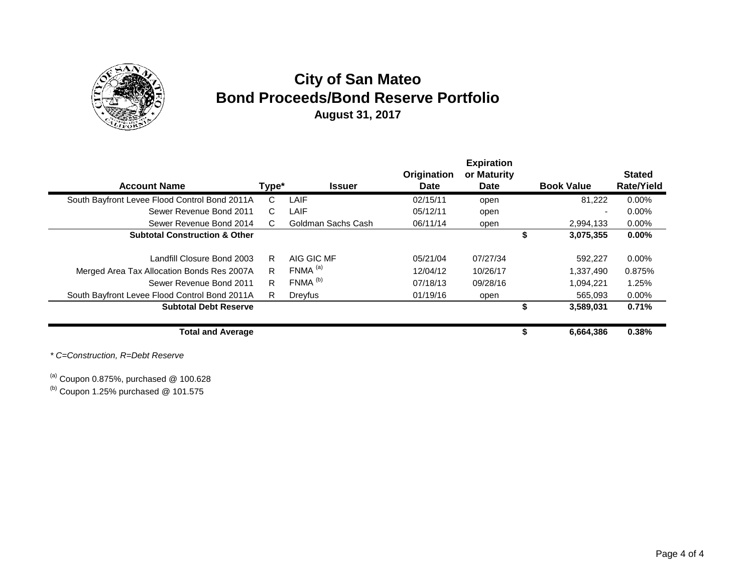# City of San Mateo
## Bond Proceeds/Bond Reserve Portfolio
### August 31, 2017

| Account Name | Type* | Issuer | Origination Date | Expiration or Maturity Date | Book Value | Stated Rate/Yield |
|---|---|---|---|---|---|---|
| South Bayfront Levee Flood Control Bond 2011A | C | LAIF | 02/15/11 | open | 81,222 | 0.00% |
| Sewer Revenue Bond 2011 | C | LAIF | 05/12/11 | open | - | 0.00% |
| Sewer Revenue Bond 2014 | C | Goldman Sachs Cash | 06/11/14 | open | 2,994,133 | 0.00% |
| **Subtotal Construction & Other** | | | | | **$ 3,075,355** | **0.00%** |
| Landfill Closure Bond 2003 | R | AIG GIC MF | 05/21/04 | 07/27/34 | 592,227 | 0.00% |
| Merged Area Tax Allocation Bonds Res 2007A | R | FNMA [a] | 12/04/12 | 10/26/17 | 1,337,490 | 0.875% |
| Sewer Revenue Bond 2011 | R | FNMA [b] | 07/18/13 | 09/28/16 | 1,094,221 | 1.25% |
| South Bayfront Levee Flood Control Bond 2011A | R | Dreyfus | 01/19/16 | open | 565,093 | 0.00% |
| **Subtotal Debt Reserve** | | | | | **$ 3,589,031** | **0.71%** |
| **Total and Average** | | | | | **$ 6,664,386** | **0.38%** |

*\* C=Construction, R=Debt Reserve*

[a] Coupon 0.875%, purchased @ 100.628

[b] Coupon 1.25% purchased @ 101.575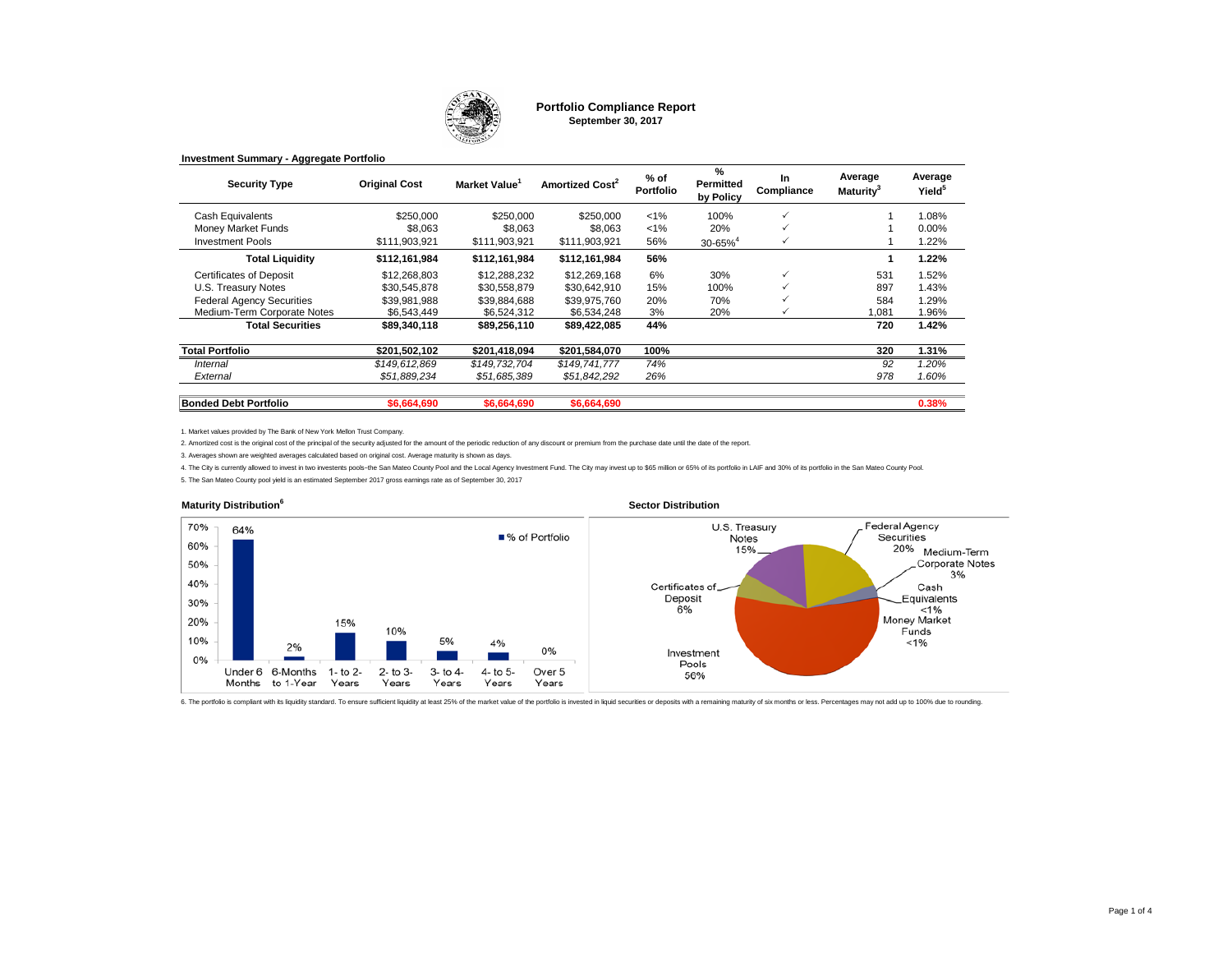# Portfolio Compliance Report

**September 30, 2017**

**Investment Summary - Aggregate Portfolio**

| Security Type | Original Cost | Market Value[1] | Amortized Cost[2] | % of Portfolio | % Permitted by Policy | In Compliance | Average Maturity[3] | Average Yield[5] |
|---|---|---|---|---|---|---|---|---|
| Cash Equivalents | $250,000 | $250,000 | $250,000 | <1% | 100% | ✓ | 1 | 1.08% |
| Money Market Funds | $8,063 | $8,063 | $8,063 | <1% | 20% | ✓ | 1 | 0.00% |
| Investment Pools | $111,903,921 | $111,903,921 | $111,903,921 | 56% | 30-65%[4] | ✓ | 1 | 1.22% |
| **Total Liquidity** | **$112,161,984** | **$112,161,984** | **$112,161,984** | **56%** | | | **1** | **1.22%** |
| Certificates of Deposit | $12,268,803 | $12,288,232 | $12,269,168 | 6% | 30% | ✓ | 531 | 1.52% |
| U.S. Treasury Notes | $30,545,878 | $30,558,879 | $30,642,910 | 15% | 100% | ✓ | 897 | 1.43% |
| Federal Agency Securities | $39,981,988 | $39,884,688 | $39,975,760 | 20% | 70% | ✓ | 584 | 1.29% |
| Medium-Term Corporate Notes | $6,543,449 | $6,524,312 | $6,534,248 | 3% | 20% | ✓ | 1,081 | 1.96% |
| **Total Securities** | **$89,340,118** | **$89,256,110** | **$89,422,085** | **44%** | | | **720** | **1.42%** |
| **Total Portfolio** | **$201,502,102** | **$201,418,094** | **$201,584,070** | **100%** | | | **320** | **1.31%** |
| *Internal* | *$149,612,869* | *$149,732,704* | *$149,741,777* | *74%* | | | *92* | *1.20%* |
| *External* | *$51,889,234* | *$51,685,389* | *$51,842,292* | *26%* | | | *978* | *1.60%* |
| **Bonded Debt Portfolio** | **$6,664,690** | **$6,664,690** | **$6,664,690** | | | | | **0.38%** |

1. Market values provided by The Bank of New York Mellon Trust Company.

2. Amortized cost is the original cost of the principal of the security adjusted for the amount of the periodic reduction of any discount or premium from the purchase date until the date of the report.

3. Averages shown are weighted averages calculated based on original cost. Average maturity is shown as days.

4. The City is currently allowed to invest in two investents pools–the San Mateo County Pool and the Local Agency Investment Fund. The City may invest up to $65 million or 65% of its portfolio in LAIF and 30% of its portfolio in the San Mateo County Pool.

5. The San Mateo County pool yield is an estimated September 2017 gross earnings rate as of September 30, 2017

**Maturity Distribution[6]**

| Maturity | % of Portfolio |
|---|---|
| Under 6 Months | 64% |
| 6-Months to 1-Year | 2% |
| 1- to 2-Years | 15% |
| 2- to 3-Years | 10% |
| 3- to 4-Years | 5% |
| 4- to 5-Years | 4% |
| Over 5 Years | 0% |

**Sector Distribution**

| Sector | % |
|---|---|
| Investment Pools | 56% |
| Federal Agency Securities | 20% |
| U.S. Treasury Notes | 15% |
| Certificates of Deposit | 6% |
| Medium-Term Corporate Notes | 3% |
| Cash Equivalents | <1% |
| Money Market Funds | <1% |

6. The portfolio is compliant with its liquidity standard. To ensure sufficient liquidity at least 25% of the market value of the portfolio is invested in liquid securities or deposits with a remaining maturity of six months or less. Percentages may not add up to 100% due to rounding.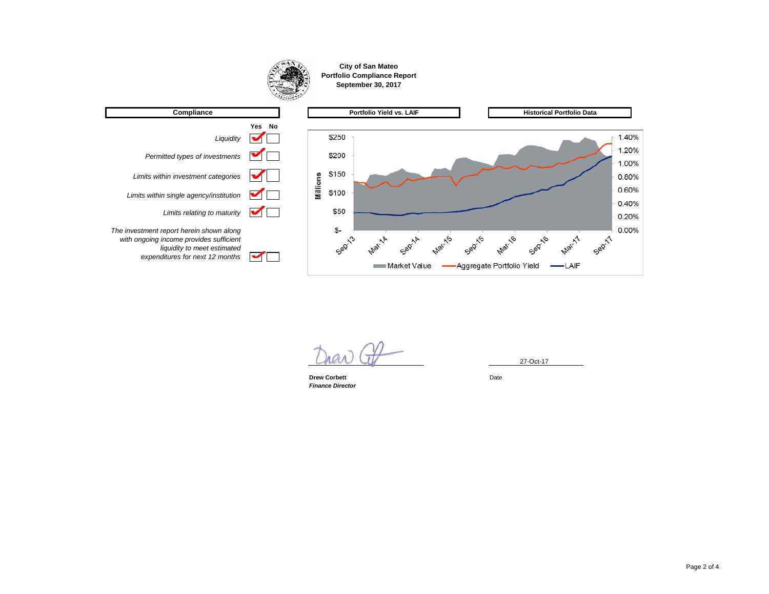**City of San Mateo**
**Portfolio Compliance Report**
**September 30, 2017**

## Compliance

| | Yes | No |
|---|---|---|
| *Liquidity* | ✔ | |
| *Permitted types of investments* | ✔ | |
| *Limits within investment categories* | ✔ | |
| *Limits within single agency/institution* | ✔ | |
| *Limits relating to maturity* | ✔ | |
| *The investment report herein shown along with ongoing income provides sufficient liquidity to meet estimated expenditures for next 12 months* | ✔ | |

## Portfolio Yield vs. LAIF

## Historical Portfolio Data

Millions: $250, $200, $150, $100, $50, $-

1.40%, 1.20%, 1.00%, 0.80%, 0.60%, 0.40%, 0.20%, 0.00%

Sep-13, Mar-14, Sep-14, Mar-15, Sep-15, Mar-16, Sep-16, Mar-17, Sep-17

Market Value — Aggregate Portfolio Yield — LAIF

27-Oct-17

**Drew Corbett**
***Finance Director***

Date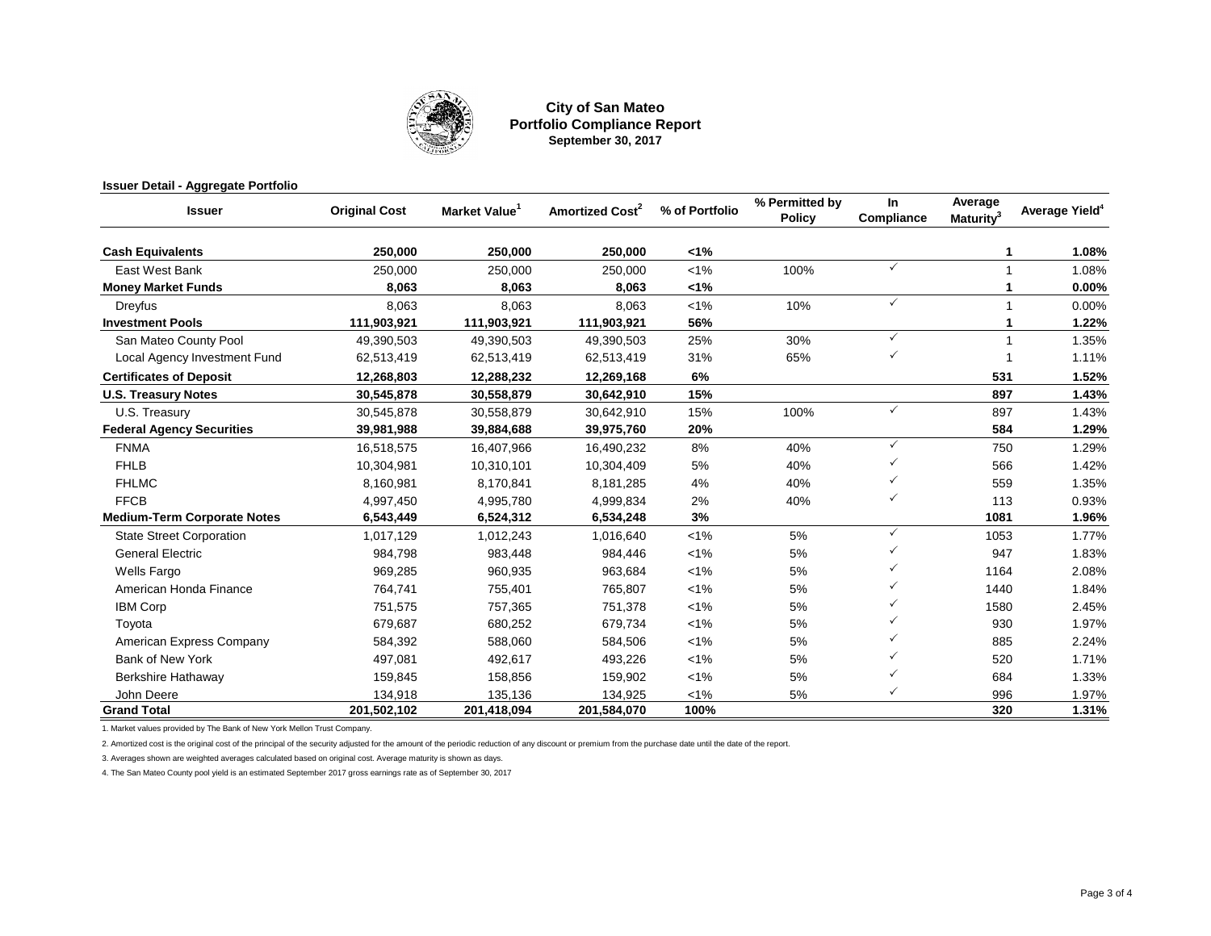# City of San Mateo
## Portfolio Compliance Report
### September 30, 2017

**Issuer Detail - Aggregate Portfolio**

| Issuer | Original Cost | Market Value[1] | Amortized Cost[2] | % of Portfolio | % Permitted by Policy | In Compliance | Average Maturity[3] | Average Yield[4] |
|---|---|---|---|---|---|---|---|---|
| **Cash Equivalents** | **250,000** | **250,000** | **250,000** | **<1%** | | | **1** | **1.08%** |
| East West Bank | 250,000 | 250,000 | 250,000 | <1% | 100% | ✓ | 1 | 1.08% |
| **Money Market Funds** | **8,063** | **8,063** | **8,063** | **<1%** | | | **1** | **0.00%** |
| Dreyfus | 8,063 | 8,063 | 8,063 | <1% | 10% | ✓ | 1 | 0.00% |
| **Investment Pools** | **111,903,921** | **111,903,921** | **111,903,921** | **56%** | | | **1** | **1.22%** |
| San Mateo County Pool | 49,390,503 | 49,390,503 | 49,390,503 | 25% | 30% | ✓ | 1 | 1.35% |
| Local Agency Investment Fund | 62,513,419 | 62,513,419 | 62,513,419 | 31% | 65% | ✓ | 1 | 1.11% |
| **Certificates of Deposit** | **12,268,803** | **12,288,232** | **12,269,168** | **6%** | | | **531** | **1.52%** |
| **U.S. Treasury Notes** | **30,545,878** | **30,558,879** | **30,642,910** | **15%** | | | **897** | **1.43%** |
| U.S. Treasury | 30,545,878 | 30,558,879 | 30,642,910 | 15% | 100% | ✓ | 897 | 1.43% |
| **Federal Agency Securities** | **39,981,988** | **39,884,688** | **39,975,760** | **20%** | | | **584** | **1.29%** |
| FNMA | 16,518,575 | 16,407,966 | 16,490,232 | 8% | 40% | ✓ | 750 | 1.29% |
| FHLB | 10,304,981 | 10,310,101 | 10,304,409 | 5% | 40% | ✓ | 566 | 1.42% |
| FHLMC | 8,160,981 | 8,170,841 | 8,181,285 | 4% | 40% | ✓ | 559 | 1.35% |
| FFCB | 4,997,450 | 4,995,780 | 4,999,834 | 2% | 40% | ✓ | 113 | 0.93% |
| **Medium-Term Corporate Notes** | **6,543,449** | **6,524,312** | **6,534,248** | **3%** | | | **1081** | **1.96%** |
| State Street Corporation | 1,017,129 | 1,012,243 | 1,016,640 | <1% | 5% | ✓ | 1053 | 1.77% |
| General Electric | 984,798 | 983,448 | 984,446 | <1% | 5% | ✓ | 947 | 1.83% |
| Wells Fargo | 969,285 | 960,935 | 963,684 | <1% | 5% | ✓ | 1164 | 2.08% |
| American Honda Finance | 764,741 | 755,401 | 765,807 | <1% | 5% | ✓ | 1440 | 1.84% |
| IBM Corp | 751,575 | 757,365 | 751,378 | <1% | 5% | ✓ | 1580 | 2.45% |
| Toyota | 679,687 | 680,252 | 679,734 | <1% | 5% | ✓ | 930 | 1.97% |
| American Express Company | 584,392 | 588,060 | 584,506 | <1% | 5% | ✓ | 885 | 2.24% |
| Bank of New York | 497,081 | 492,617 | 493,226 | <1% | 5% | ✓ | 520 | 1.71% |
| Berkshire Hathaway | 159,845 | 158,856 | 159,902 | <1% | 5% | ✓ | 684 | 1.33% |
| John Deere | 134,918 | 135,136 | 134,925 | <1% | 5% | ✓ | 996 | 1.97% |
| **Grand Total** | **201,502,102** | **201,418,094** | **201,584,070** | **100%** | | | **320** | **1.31%** |

1. Market values provided by The Bank of New York Mellon Trust Company.

2. Amortized cost is the original cost of the principal of the security adjusted for the amount of the periodic reduction of any discount or premium from the purchase date until the date of the report.

3. Averages shown are weighted averages calculated based on original cost. Average maturity is shown as days.

4. The San Mateo County pool yield is an estimated September 2017 gross earnings rate as of September 30, 2017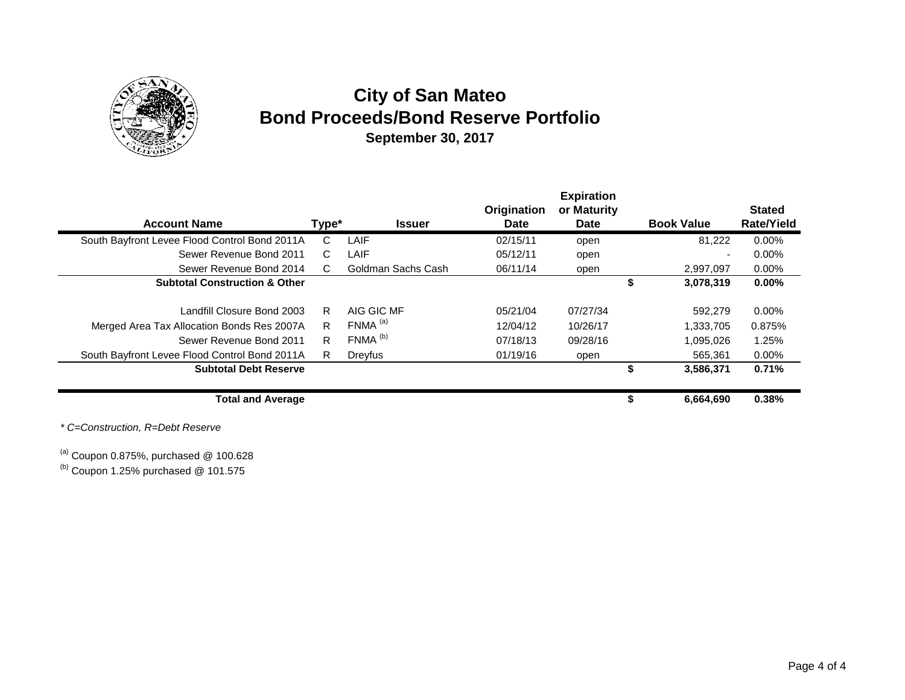# City of San Mateo
## Bond Proceeds/Bond Reserve Portfolio
### September 30, 2017

| Account Name | Type* | Issuer | Origination Date | Expiration or Maturity Date | | Book Value | Stated Rate/Yield |
|---|---|---|---|---|---|---|---|
| South Bayfront Levee Flood Control Bond 2011A | C | LAIF | 02/15/11 | open | | 81,222 | 0.00% |
| Sewer Revenue Bond 2011 | C | LAIF | 05/12/11 | open | | - | 0.00% |
| Sewer Revenue Bond 2014 | C | Goldman Sachs Cash | 06/11/14 | open | | 2,997,097 | 0.00% |
| **Subtotal Construction & Other** | | | | | **$** | **3,078,319** | **0.00%** |
| Landfill Closure Bond 2003 | R | AIG GIC MF | 05/21/04 | 07/27/34 | | 592,279 | 0.00% |
| Merged Area Tax Allocation Bonds Res 2007A | R | FNMA [(a)] | 12/04/12 | 10/26/17 | | 1,333,705 | 0.875% |
| Sewer Revenue Bond 2011 | R | FNMA [(b)] | 07/18/13 | 09/28/16 | | 1,095,026 | 1.25% |
| South Bayfront Levee Flood Control Bond 2011A | R | Dreyfus | 01/19/16 | open | | 565,361 | 0.00% |
| **Subtotal Debt Reserve** | | | | | **$** | **3,586,371** | **0.71%** |
| **Total and Average** | | | | | **$** | **6,664,690** | **0.38%** |

*\* C=Construction, R=Debt Reserve*

[(a)] Coupon 0.875%, purchased @ 100.628

[(b)] Coupon 1.25% purchased @ 101.575